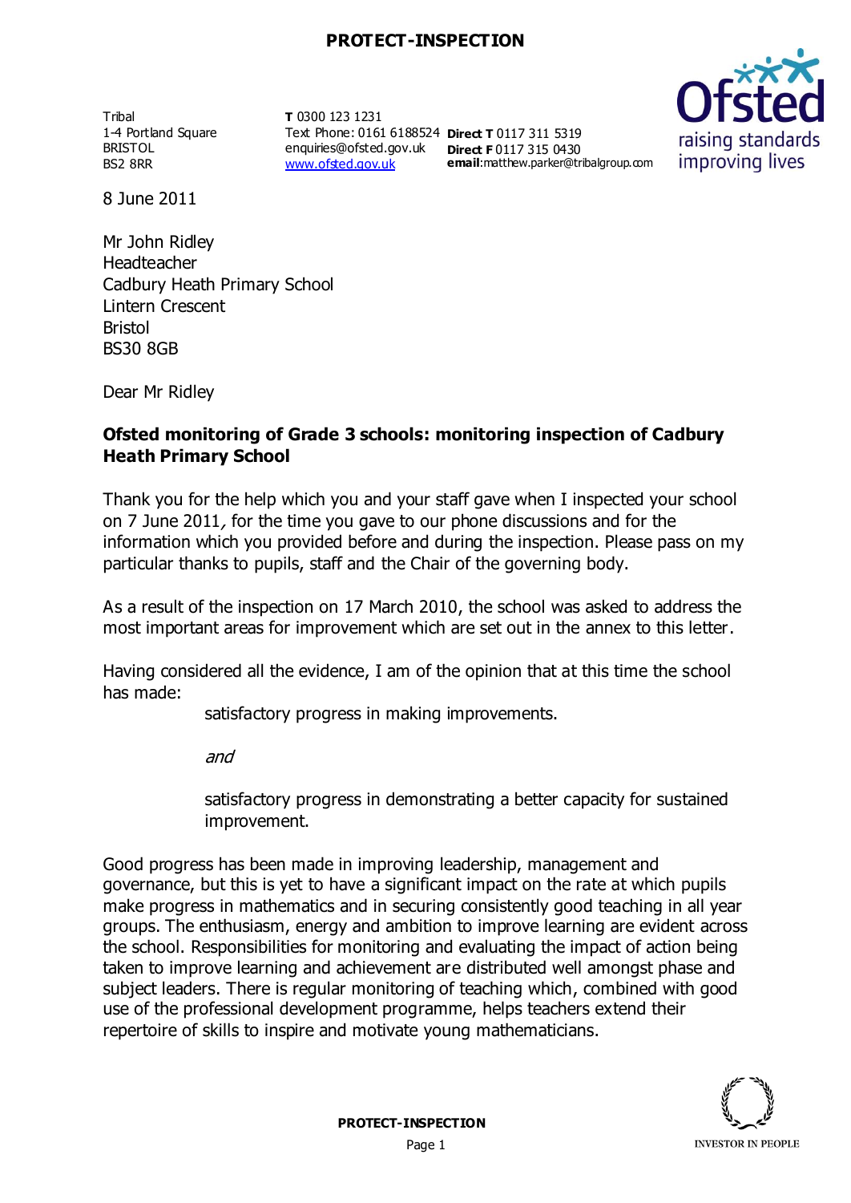Tribal
1-4 Portland Square
BRISTOL
BS2 8RR

**T** 0300 123 1231
Text Phone: 0161 6188524
enquiries@ofsted.gov.uk
www.ofsted.gov.uk

**Direct T** 0117 311 5319
**Direct F** 0117 315 0430
**email**:matthew.parker@tribalgroup.com

8 June 2011

Mr John Ridley
Headteacher
Cadbury Heath Primary School
Lintern Crescent
Bristol
BS30 8GB

Dear Mr Ridley

**Ofsted monitoring of Grade 3 schools: monitoring inspection of Cadbury Heath Primary School**

Thank you for the help which you and your staff gave when I inspected your school on 7 June 2011, for the time you gave to our phone discussions and for the information which you provided before and during the inspection. Please pass on my particular thanks to pupils, staff and the Chair of the governing body.

As a result of the inspection on 17 March 2010, the school was asked to address the most important areas for improvement which are set out in the annex to this letter.

Having considered all the evidence, I am of the opinion that at this time the school has made:

satisfactory progress in making improvements.

*and*

satisfactory progress in demonstrating a better capacity for sustained improvement.

Good progress has been made in improving leadership, management and governance, but this is yet to have a significant impact on the rate at which pupils make progress in mathematics and in securing consistently good teaching in all year groups. The enthusiasm, energy and ambition to improve learning are evident across the school. Responsibilities for monitoring and evaluating the impact of action being taken to improve learning and achievement are distributed well amongst phase and subject leaders. There is regular monitoring of teaching which, combined with good use of the professional development programme, helps teachers extend their repertoire of skills to inspire and motivate young mathematicians.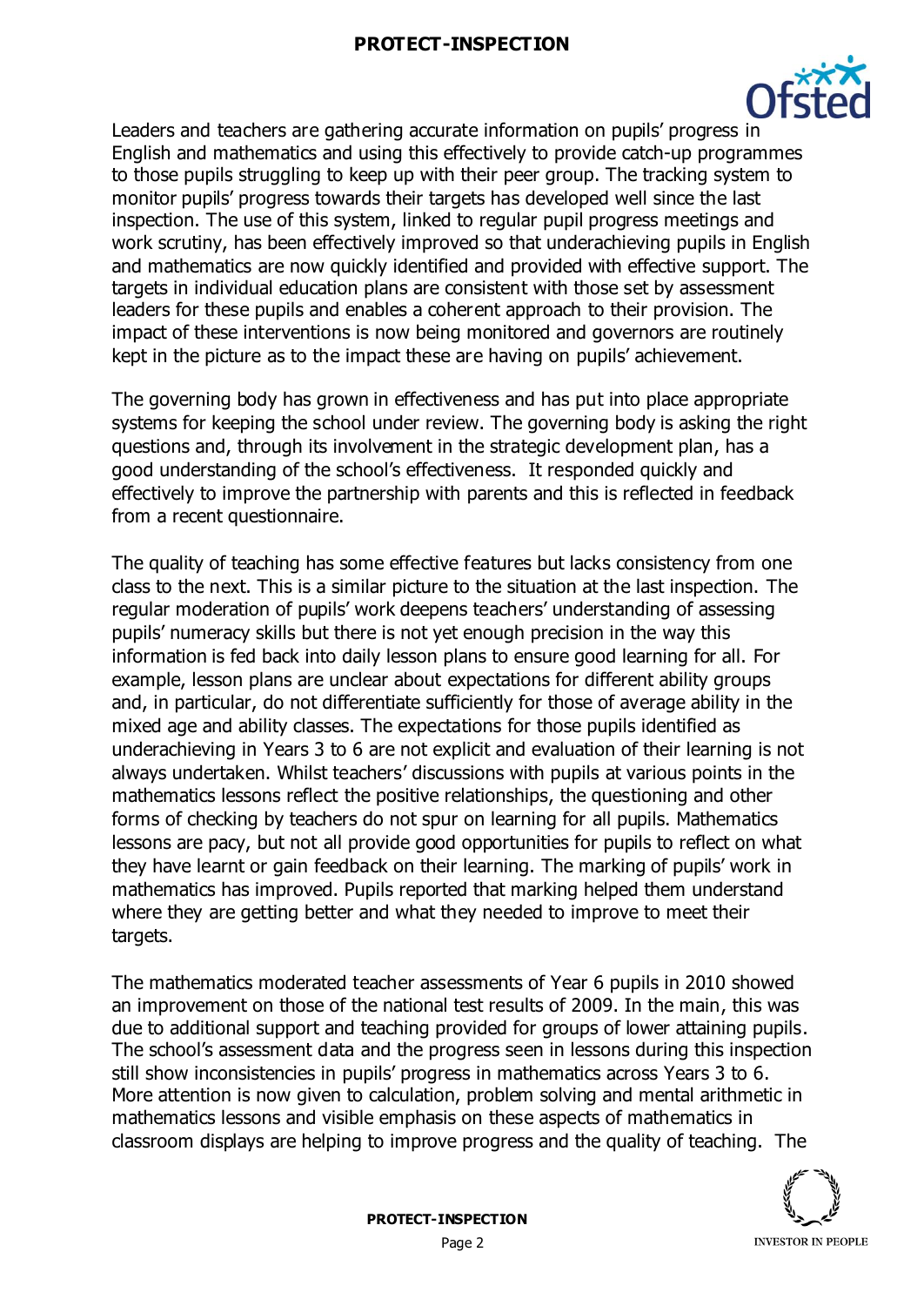Leaders and teachers are gathering accurate information on pupils' progress in English and mathematics and using this effectively to provide catch-up programmes to those pupils struggling to keep up with their peer group. The tracking system to monitor pupils' progress towards their targets has developed well since the last inspection. The use of this system, linked to regular pupil progress meetings and work scrutiny, has been effectively improved so that underachieving pupils in English and mathematics are now quickly identified and provided with effective support. The targets in individual education plans are consistent with those set by assessment leaders for these pupils and enables a coherent approach to their provision. The impact of these interventions is now being monitored and governors are routinely kept in the picture as to the impact these are having on pupils' achievement.

The governing body has grown in effectiveness and has put into place appropriate systems for keeping the school under review. The governing body is asking the right questions and, through its involvement in the strategic development plan, has a good understanding of the school's effectiveness. It responded quickly and effectively to improve the partnership with parents and this is reflected in feedback from a recent questionnaire.

The quality of teaching has some effective features but lacks consistency from one class to the next. This is a similar picture to the situation at the last inspection. The regular moderation of pupils' work deepens teachers' understanding of assessing pupils' numeracy skills but there is not yet enough precision in the way this information is fed back into daily lesson plans to ensure good learning for all. For example, lesson plans are unclear about expectations for different ability groups and, in particular, do not differentiate sufficiently for those of average ability in the mixed age and ability classes. The expectations for those pupils identified as underachieving in Years 3 to 6 are not explicit and evaluation of their learning is not always undertaken. Whilst teachers' discussions with pupils at various points in the mathematics lessons reflect the positive relationships, the questioning and other forms of checking by teachers do not spur on learning for all pupils. Mathematics lessons are pacy, but not all provide good opportunities for pupils to reflect on what they have learnt or gain feedback on their learning. The marking of pupils' work in mathematics has improved. Pupils reported that marking helped them understand where they are getting better and what they needed to improve to meet their targets.

The mathematics moderated teacher assessments of Year 6 pupils in 2010 showed an improvement on those of the national test results of 2009. In the main, this was due to additional support and teaching provided for groups of lower attaining pupils. The school's assessment data and the progress seen in lessons during this inspection still show inconsistencies in pupils' progress in mathematics across Years 3 to 6. More attention is now given to calculation, problem solving and mental arithmetic in mathematics lessons and visible emphasis on these aspects of mathematics in classroom displays are helping to improve progress and the quality of teaching. The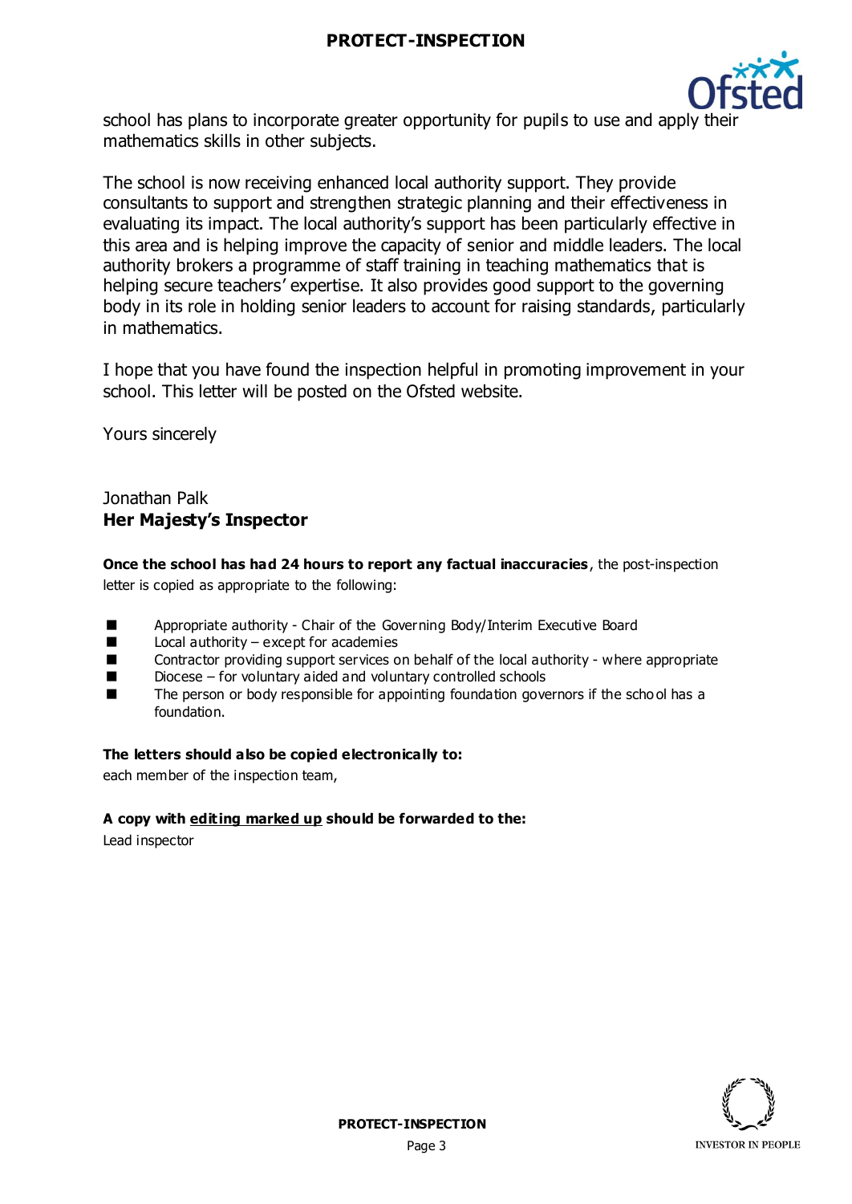school has plans to incorporate greater opportunity for pupils to use and apply their mathematics skills in other subjects.

The school is now receiving enhanced local authority support. They provide consultants to support and strengthen strategic planning and their effectiveness in evaluating its impact. The local authority's support has been particularly effective in this area and is helping improve the capacity of senior and middle leaders. The local authority brokers a programme of staff training in teaching mathematics that is helping secure teachers' expertise. It also provides good support to the governing body in its role in holding senior leaders to account for raising standards, particularly in mathematics.

I hope that you have found the inspection helpful in promoting improvement in your school. This letter will be posted on the Ofsted website.

Yours sincerely

Jonathan Palk
**Her Majesty's Inspector**

**Once the school has had 24 hours to report any factual inaccuracies**, the post-inspection letter is copied as appropriate to the following:

- Appropriate authority - Chair of the Governing Body/Interim Executive Board
- Local authority – except for academies
- Contractor providing support services on behalf of the local authority - where appropriate
- Diocese – for voluntary aided and voluntary controlled schools
- The person or body responsible for appointing foundation governors if the school has a foundation.

**The letters should also be copied electronically to:**
each member of the inspection team,

**A copy with <u>editing marked up</u> should be forwarded to the:**
Lead inspector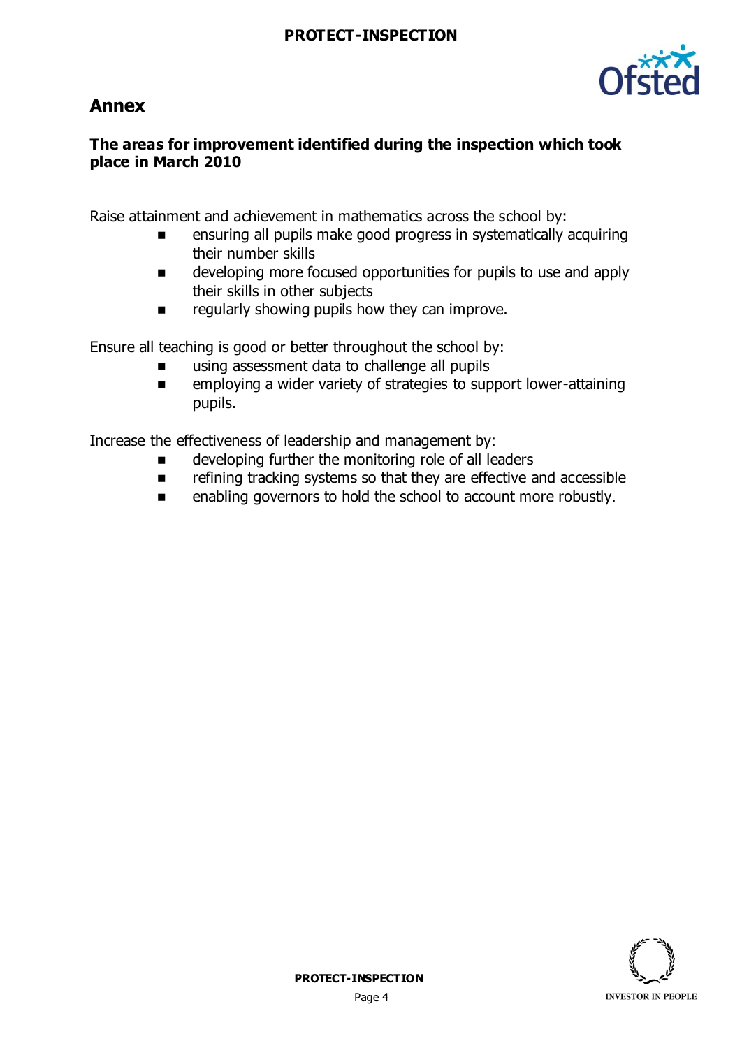## Annex

### The areas for improvement identified during the inspection which took place in March 2010

Raise attainment and achievement in mathematics across the school by:

- ensuring all pupils make good progress in systematically acquiring their number skills
- developing more focused opportunities for pupils to use and apply their skills in other subjects
- regularly showing pupils how they can improve.

Ensure all teaching is good or better throughout the school by:

- using assessment data to challenge all pupils
- employing a wider variety of strategies to support lower-attaining pupils.

Increase the effectiveness of leadership and management by:

- developing further the monitoring role of all leaders
- refining tracking systems so that they are effective and accessible
- enabling governors to hold the school to account more robustly.